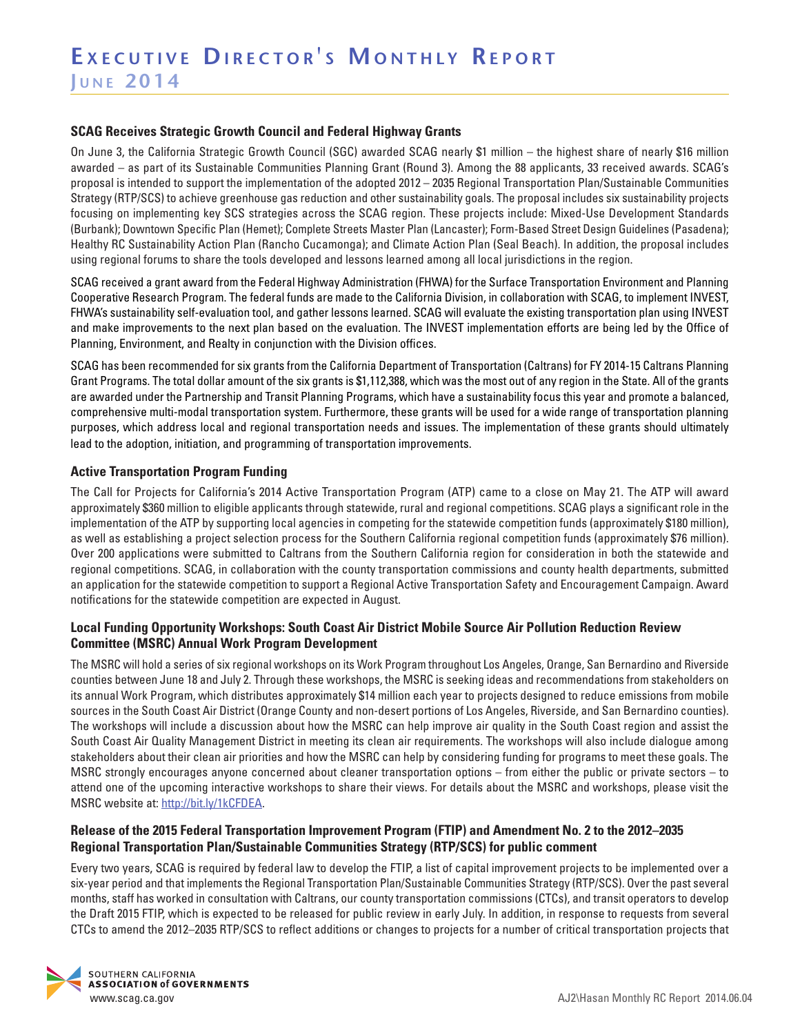# Executive Director's Monthly Report

## June 2014

### SCAG Receives Strategic Growth Council and Federal Highway Grants

On June 3, the California Strategic Growth Council (SGC) awarded SCAG nearly $1 million – the highest share of nearly $16 million awarded – as part of its Sustainable Communities Planning Grant (Round 3). Among the 88 applicants, 33 received awards. SCAG's proposal is intended to support the implementation of the adopted 2012 – 2035 Regional Transportation Plan/Sustainable Communities Strategy (RTP/SCS) to achieve greenhouse gas reduction and other sustainability goals. The proposal includes six sustainability projects focusing on implementing key SCS strategies across the SCAG region. These projects include: Mixed-Use Development Standards (Burbank); Downtown Specific Plan (Hemet); Complete Streets Master Plan (Lancaster); Form-Based Street Design Guidelines (Pasadena); Healthy RC Sustainability Action Plan (Rancho Cucamonga); and Climate Action Plan (Seal Beach). In addition, the proposal includes using regional forums to share the tools developed and lessons learned among all local jurisdictions in the region.

SCAG received a grant award from the Federal Highway Administration (FHWA) for the Surface Transportation Environment and Planning Cooperative Research Program. The federal funds are made to the California Division, in collaboration with SCAG, to implement INVEST, FHWA's sustainability self-evaluation tool, and gather lessons learned. SCAG will evaluate the existing transportation plan using INVEST and make improvements to the next plan based on the evaluation. The INVEST implementation efforts are being led by the Office of Planning, Environment, and Realty in conjunction with the Division offices.

SCAG has been recommended for six grants from the California Department of Transportation (Caltrans) for FY 2014-15 Caltrans Planning Grant Programs. The total dollar amount of the six grants is $1,112,388, which was the most out of any region in the State. All of the grants are awarded under the Partnership and Transit Planning Programs, which have a sustainability focus this year and promote a balanced, comprehensive multi-modal transportation system. Furthermore, these grants will be used for a wide range of transportation planning purposes, which address local and regional transportation needs and issues. The implementation of these grants should ultimately lead to the adoption, initiation, and programming of transportation improvements.

### Active Transportation Program Funding

The Call for Projects for California's 2014 Active Transportation Program (ATP) came to a close on May 21. The ATP will award approximately $360 million to eligible applicants through statewide, rural and regional competitions. SCAG plays a significant role in the implementation of the ATP by supporting local agencies in competing for the statewide competition funds (approximately $180 million), as well as establishing a project selection process for the Southern California regional competition funds (approximately $76 million). Over 200 applications were submitted to Caltrans from the Southern California region for consideration in both the statewide and regional competitions. SCAG, in collaboration with the county transportation commissions and county health departments, submitted an application for the statewide competition to support a Regional Active Transportation Safety and Encouragement Campaign. Award notifications for the statewide competition are expected in August.

### Local Funding Opportunity Workshops: South Coast Air District Mobile Source Air Pollution Reduction Review Committee (MSRC) Annual Work Program Development

The MSRC will hold a series of six regional workshops on its Work Program throughout Los Angeles, Orange, San Bernardino and Riverside counties between June 18 and July 2. Through these workshops, the MSRC is seeking ideas and recommendations from stakeholders on its annual Work Program, which distributes approximately $14 million each year to projects designed to reduce emissions from mobile sources in the South Coast Air District (Orange County and non-desert portions of Los Angeles, Riverside, and San Bernardino counties). The workshops will include a discussion about how the MSRC can help improve air quality in the South Coast region and assist the South Coast Air Quality Management District in meeting its clean air requirements. The workshops will also include dialogue among stakeholders about their clean air priorities and how the MSRC can help by considering funding for programs to meet these goals. The MSRC strongly encourages anyone concerned about cleaner transportation options – from either the public or private sectors – to attend one of the upcoming interactive workshops to share their views. For details about the MSRC and workshops, please visit the MSRC website at: http://bit.ly/1kCFDEA.

### Release of the 2015 Federal Transportation Improvement Program (FTIP) and Amendment No. 2 to the 2012–2035 Regional Transportation Plan/Sustainable Communities Strategy (RTP/SCS) for public comment

Every two years, SCAG is required by federal law to develop the FTIP, a list of capital improvement projects to be implemented over a six-year period and that implements the Regional Transportation Plan/Sustainable Communities Strategy (RTP/SCS). Over the past several months, staff has worked in consultation with Caltrans, our county transportation commissions (CTCs), and transit operators to develop the Draft 2015 FTIP, which is expected to be released for public review in early July. In addition, in response to requests from several CTCs to amend the 2012–2035 RTP/SCS to reflect additions or changes to projects for a number of critical transportation projects that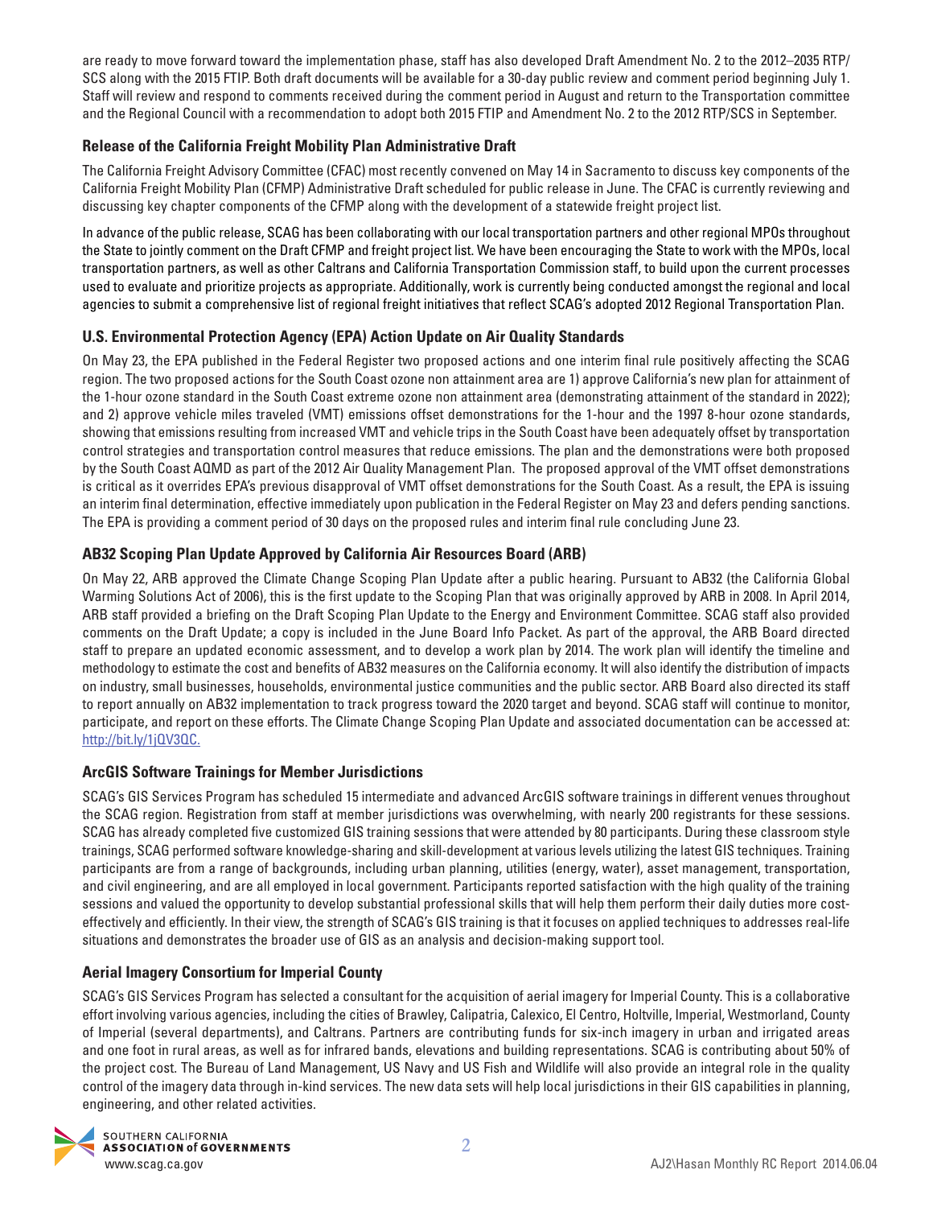are ready to move forward toward the implementation phase, staff has also developed Draft Amendment No. 2 to the 2012–2035 RTP/SCS along with the 2015 FTIP. Both draft documents will be available for a 30-day public review and comment period beginning July 1. Staff will review and respond to comments received during the comment period in August and return to the Transportation committee and the Regional Council with a recommendation to adopt both 2015 FTIP and Amendment No. 2 to the 2012 RTP/SCS in September.

### Release of the California Freight Mobility Plan Administrative Draft

The California Freight Advisory Committee (CFAC) most recently convened on May 14 in Sacramento to discuss key components of the California Freight Mobility Plan (CFMP) Administrative Draft scheduled for public release in June. The CFAC is currently reviewing and discussing key chapter components of the CFMP along with the development of a statewide freight project list.

In advance of the public release, SCAG has been collaborating with our local transportation partners and other regional MPOs throughout the State to jointly comment on the Draft CFMP and freight project list. We have been encouraging the State to work with the MPOs, local transportation partners, as well as other Caltrans and California Transportation Commission staff, to build upon the current processes used to evaluate and prioritize projects as appropriate. Additionally, work is currently being conducted amongst the regional and local agencies to submit a comprehensive list of regional freight initiatives that reflect SCAG's adopted 2012 Regional Transportation Plan.

### U.S. Environmental Protection Agency (EPA) Action Update on Air Quality Standards

On May 23, the EPA published in the Federal Register two proposed actions and one interim final rule positively affecting the SCAG region. The two proposed actions for the South Coast ozone non attainment area are 1) approve California's new plan for attainment of the 1-hour ozone standard in the South Coast extreme ozone non attainment area (demonstrating attainment of the standard in 2022); and 2) approve vehicle miles traveled (VMT) emissions offset demonstrations for the 1-hour and the 1997 8-hour ozone standards, showing that emissions resulting from increased VMT and vehicle trips in the South Coast have been adequately offset by transportation control strategies and transportation control measures that reduce emissions. The plan and the demonstrations were both proposed by the South Coast AQMD as part of the 2012 Air Quality Management Plan. The proposed approval of the VMT offset demonstrations is critical as it overrides EPA's previous disapproval of VMT offset demonstrations for the South Coast. As a result, the EPA is issuing an interim final determination, effective immediately upon publication in the Federal Register on May 23 and defers pending sanctions. The EPA is providing a comment period of 30 days on the proposed rules and interim final rule concluding June 23.

### AB32 Scoping Plan Update Approved by California Air Resources Board (ARB)

On May 22, ARB approved the Climate Change Scoping Plan Update after a public hearing. Pursuant to AB32 (the California Global Warming Solutions Act of 2006), this is the first update to the Scoping Plan that was originally approved by ARB in 2008. In April 2014, ARB staff provided a briefing on the Draft Scoping Plan Update to the Energy and Environment Committee. SCAG staff also provided comments on the Draft Update; a copy is included in the June Board Info Packet. As part of the approval, the ARB Board directed staff to prepare an updated economic assessment, and to develop a work plan by 2014. The work plan will identify the timeline and methodology to estimate the cost and benefits of AB32 measures on the California economy. It will also identify the distribution of impacts on industry, small businesses, households, environmental justice communities and the public sector. ARB Board also directed its staff to report annually on AB32 implementation to track progress toward the 2020 target and beyond. SCAG staff will continue to monitor, participate, and report on these efforts. The Climate Change Scoping Plan Update and associated documentation can be accessed at: http://bit.ly/1jQV3QC.

### ArcGIS Software Trainings for Member Jurisdictions

SCAG's GIS Services Program has scheduled 15 intermediate and advanced ArcGIS software trainings in different venues throughout the SCAG region. Registration from staff at member jurisdictions was overwhelming, with nearly 200 registrants for these sessions. SCAG has already completed five customized GIS training sessions that were attended by 80 participants. During these classroom style trainings, SCAG performed software knowledge-sharing and skill-development at various levels utilizing the latest GIS techniques. Training participants are from a range of backgrounds, including urban planning, utilities (energy, water), asset management, transportation, and civil engineering, and are all employed in local government. Participants reported satisfaction with the high quality of the training sessions and valued the opportunity to develop substantial professional skills that will help them perform their daily duties more cost-effectively and efficiently. In their view, the strength of SCAG's GIS training is that it focuses on applied techniques to addresses real-life situations and demonstrates the broader use of GIS as an analysis and decision-making support tool.

### Aerial Imagery Consortium for Imperial County

SCAG's GIS Services Program has selected a consultant for the acquisition of aerial imagery for Imperial County. This is a collaborative effort involving various agencies, including the cities of Brawley, Calipatria, Calexico, El Centro, Holtville, Imperial, Westmorland, County of Imperial (several departments), and Caltrans. Partners are contributing funds for six-inch imagery in urban and irrigated areas and one foot in rural areas, as well as for infrared bands, elevations and building representations. SCAG is contributing about 50% of the project cost. The Bureau of Land Management, US Navy and US Fish and Wildlife will also provide an integral role in the quality control of the imagery data through in-kind services. The new data sets will help local jurisdictions in their GIS capabilities in planning, engineering, and other related activities.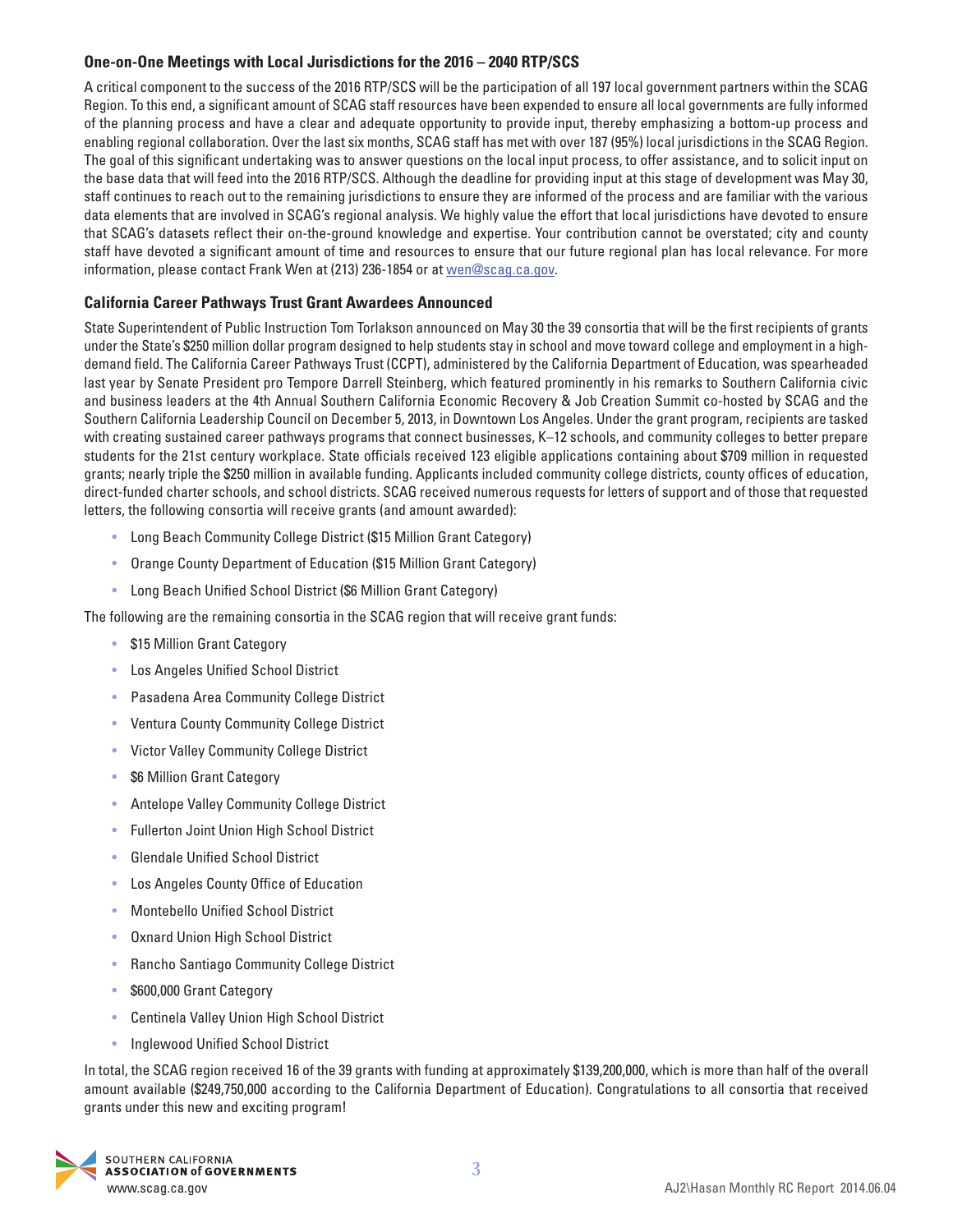### One-on-One Meetings with Local Jurisdictions for the 2016 – 2040 RTP/SCS

A critical component to the success of the 2016 RTP/SCS will be the participation of all 197 local government partners within the SCAG Region. To this end, a significant amount of SCAG staff resources have been expended to ensure all local governments are fully informed of the planning process and have a clear and adequate opportunity to provide input, thereby emphasizing a bottom-up process and enabling regional collaboration. Over the last six months, SCAG staff has met with over 187 (95%) local jurisdictions in the SCAG Region. The goal of this significant undertaking was to answer questions on the local input process, to offer assistance, and to solicit input on the base data that will feed into the 2016 RTP/SCS. Although the deadline for providing input at this stage of development was May 30, staff continues to reach out to the remaining jurisdictions to ensure they are informed of the process and are familiar with the various data elements that are involved in SCAG's regional analysis. We highly value the effort that local jurisdictions have devoted to ensure that SCAG's datasets reflect their on-the-ground knowledge and expertise. Your contribution cannot be overstated; city and county staff have devoted a significant amount of time and resources to ensure that our future regional plan has local relevance. For more information, please contact Frank Wen at (213) 236-1854 or at wen@scag.ca.gov.

### California Career Pathways Trust Grant Awardees Announced

State Superintendent of Public Instruction Tom Torlakson announced on May 30 the 39 consortia that will be the first recipients of grants under the State's $250 million dollar program designed to help students stay in school and move toward college and employment in a high-demand field. The California Career Pathways Trust (CCPT), administered by the California Department of Education, was spearheaded last year by Senate President pro Tempore Darrell Steinberg, which featured prominently in his remarks to Southern California civic and business leaders at the 4th Annual Southern California Economic Recovery & Job Creation Summit co-hosted by SCAG and the Southern California Leadership Council on December 5, 2013, in Downtown Los Angeles. Under the grant program, recipients are tasked with creating sustained career pathways programs that connect businesses, K–12 schools, and community colleges to better prepare students for the 21st century workplace. State officials received 123 eligible applications containing about $709 million in requested grants; nearly triple the $250 million in available funding. Applicants included community college districts, county offices of education, direct-funded charter schools, and school districts. SCAG received numerous requests for letters of support and of those that requested letters, the following consortia will receive grants (and amount awarded):

- Long Beach Community College District ($15 Million Grant Category)
- Orange County Department of Education ($15 Million Grant Category)
- Long Beach Unified School District ($6 Million Grant Category)

The following are the remaining consortia in the SCAG region that will receive grant funds:

- $15 Million Grant Category
- Los Angeles Unified School District
- Pasadena Area Community College District
- Ventura County Community College District
- Victor Valley Community College District
- $6 Million Grant Category
- Antelope Valley Community College District
- Fullerton Joint Union High School District
- Glendale Unified School District
- Los Angeles County Office of Education
- Montebello Unified School District
- Oxnard Union High School District
- Rancho Santiago Community College District
- $600,000 Grant Category
- Centinela Valley Union High School District
- Inglewood Unified School District

In total, the SCAG region received 16 of the 39 grants with funding at approximately $139,200,000, which is more than half of the overall amount available ($249,750,000 according to the California Department of Education). Congratulations to all consortia that received grants under this new and exciting program!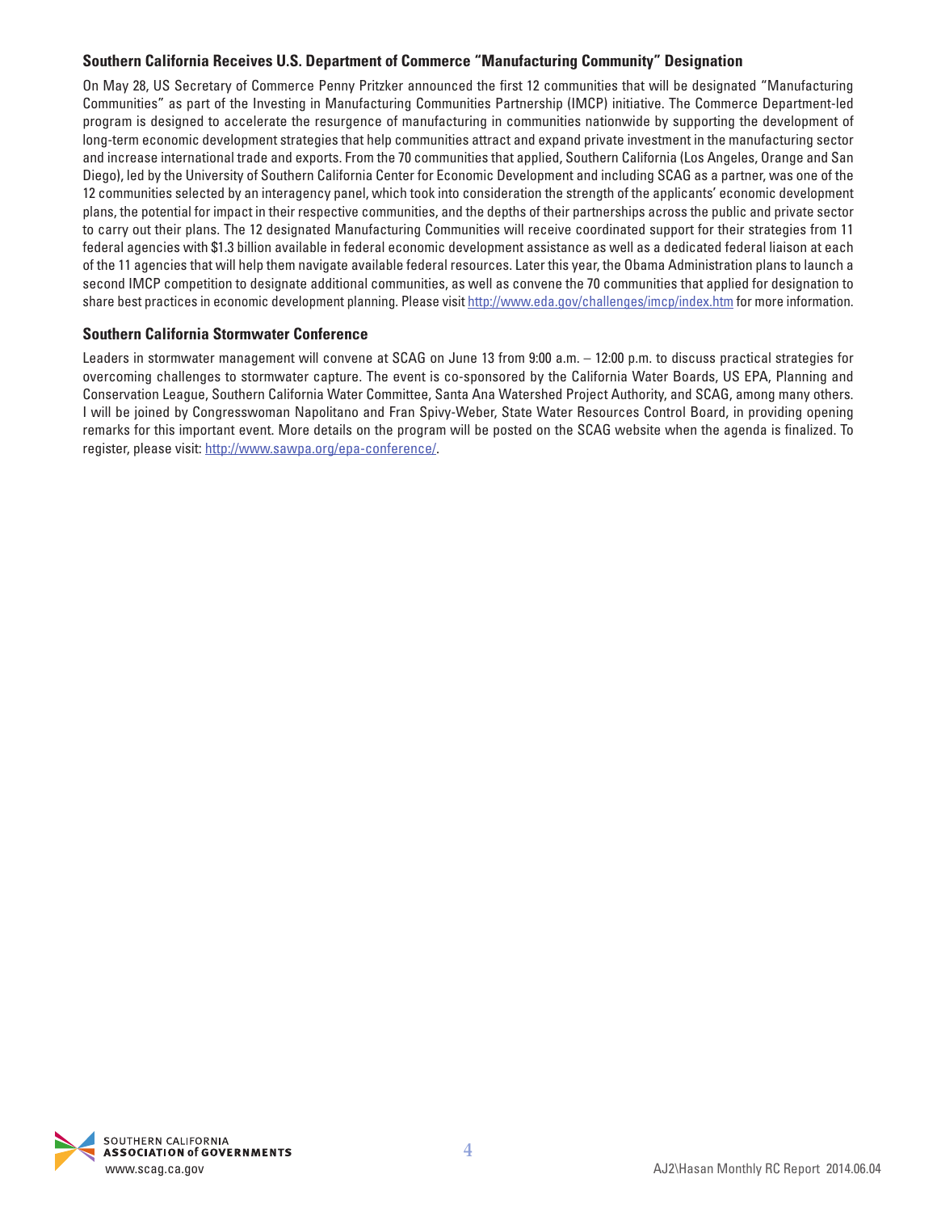### Southern California Receives U.S. Department of Commerce "Manufacturing Community" Designation

On May 28, US Secretary of Commerce Penny Pritzker announced the first 12 communities that will be designated "Manufacturing Communities" as part of the Investing in Manufacturing Communities Partnership (IMCP) initiative. The Commerce Department-led program is designed to accelerate the resurgence of manufacturing in communities nationwide by supporting the development of long-term economic development strategies that help communities attract and expand private investment in the manufacturing sector and increase international trade and exports. From the 70 communities that applied, Southern California (Los Angeles, Orange and San Diego), led by the University of Southern California Center for Economic Development and including SCAG as a partner, was one of the 12 communities selected by an interagency panel, which took into consideration the strength of the applicants' economic development plans, the potential for impact in their respective communities, and the depths of their partnerships across the public and private sector to carry out their plans. The 12 designated Manufacturing Communities will receive coordinated support for their strategies from 11 federal agencies with $1.3 billion available in federal economic development assistance as well as a dedicated federal liaison at each of the 11 agencies that will help them navigate available federal resources. Later this year, the Obama Administration plans to launch a second IMCP competition to designate additional communities, as well as convene the 70 communities that applied for designation to share best practices in economic development planning. Please visit http://www.eda.gov/challenges/imcp/index.htm for more information.

### Southern California Stormwater Conference

Leaders in stormwater management will convene at SCAG on June 13 from 9:00 a.m. – 12:00 p.m. to discuss practical strategies for overcoming challenges to stormwater capture. The event is co-sponsored by the California Water Boards, US EPA, Planning and Conservation League, Southern California Water Committee, Santa Ana Watershed Project Authority, and SCAG, among many others. I will be joined by Congresswoman Napolitano and Fran Spivy-Weber, State Water Resources Control Board, in providing opening remarks for this important event. More details on the program will be posted on the SCAG website when the agenda is finalized. To register, please visit: http://www.sawpa.org/epa-conference/.